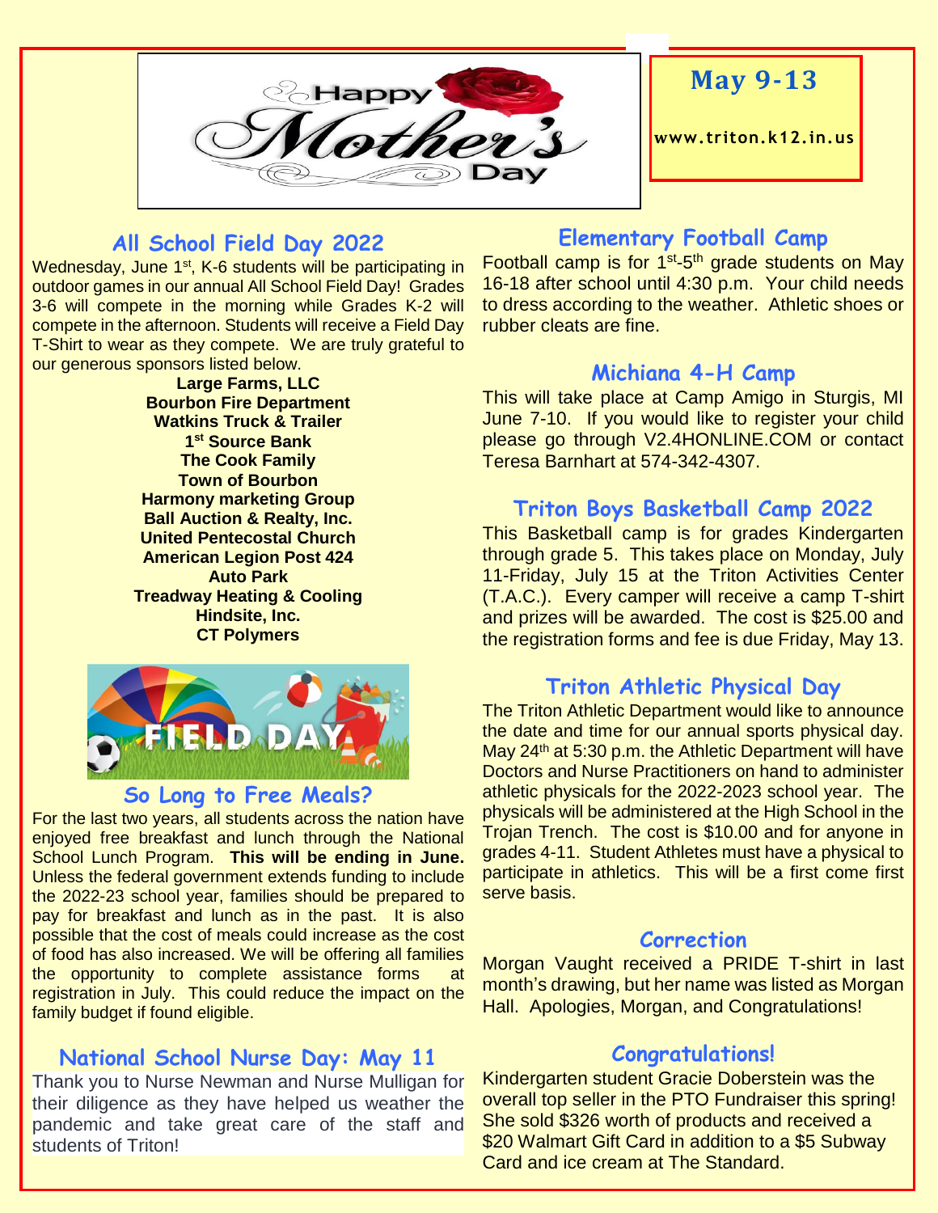Happy Mother's Day

## May 9-13

**www.triton.k12.in.us**

## All School Field Day 2022

Wednesday, June 1st, K-6 students will be participating in outdoor games in our annual All School Field Day! Grades 3-6 will compete in the morning while Grades K-2 will compete in the afternoon. Students will receive a Field Day T-Shirt to wear as they compete. We are truly grateful to our generous sponsors listed below.

**Large Farms, LLC**
**Bourbon Fire Department**
**Watkins Truck & Trailer**
**1st Source Bank**
**The Cook Family**
**Town of Bourbon**
**Harmony marketing Group**
**Ball Auction & Realty, Inc.**
**United Pentecostal Church**
**American Legion Post 424**
**Auto Park**
**Treadway Heating & Cooling**
**Hindsite, Inc.**
**CT Polymers**

FIELD DAY

## So Long to Free Meals?

For the last two years, all students across the nation have enjoyed free breakfast and lunch through the National School Lunch Program. **This will be ending in June.** Unless the federal government extends funding to include the 2022-23 school year, families should be prepared to pay for breakfast and lunch as in the past. It is also possible that the cost of meals could increase as the cost of food has also increased. We will be offering all families the opportunity to complete assistance forms at registration in July. This could reduce the impact on the family budget if found eligible.

## National School Nurse Day: May 11

Thank you to Nurse Newman and Nurse Mulligan for their diligence as they have helped us weather the pandemic and take great care of the staff and students of Triton!

## Elementary Football Camp

Football camp is for 1st-5th grade students on May 16-18 after school until 4:30 p.m. Your child needs to dress according to the weather. Athletic shoes or rubber cleats are fine.

## Michiana 4-H Camp

This will take place at Camp Amigo in Sturgis, MI June 7-10. If you would like to register your child please go through V2.4HONLINE.COM or contact Teresa Barnhart at 574-342-4307.

## Triton Boys Basketball Camp 2022

This Basketball camp is for grades Kindergarten through grade 5. This takes place on Monday, July 11-Friday, July 15 at the Triton Activities Center (T.A.C.). Every camper will receive a camp T-shirt and prizes will be awarded. The cost is $25.00 and the registration forms and fee is due Friday, May 13.

## Triton Athletic Physical Day

The Triton Athletic Department would like to announce the date and time for our annual sports physical day. May 24th at 5:30 p.m. the Athletic Department will have Doctors and Nurse Practitioners on hand to administer athletic physicals for the 2022-2023 school year. The physicals will be administered at the High School in the Trojan Trench. The cost is $10.00 and for anyone in grades 4-11. Student Athletes must have a physical to participate in athletics. This will be a first come first serve basis.

## Correction

Morgan Vaught received a PRIDE T-shirt in last month's drawing, but her name was listed as Morgan Hall. Apologies, Morgan, and Congratulations!

## Congratulations!

Kindergarten student Gracie Doberstein was the overall top seller in the PTO Fundraiser this spring! She sold $326 worth of products and received a $20 Walmart Gift Card in addition to a $5 Subway Card and ice cream at The Standard.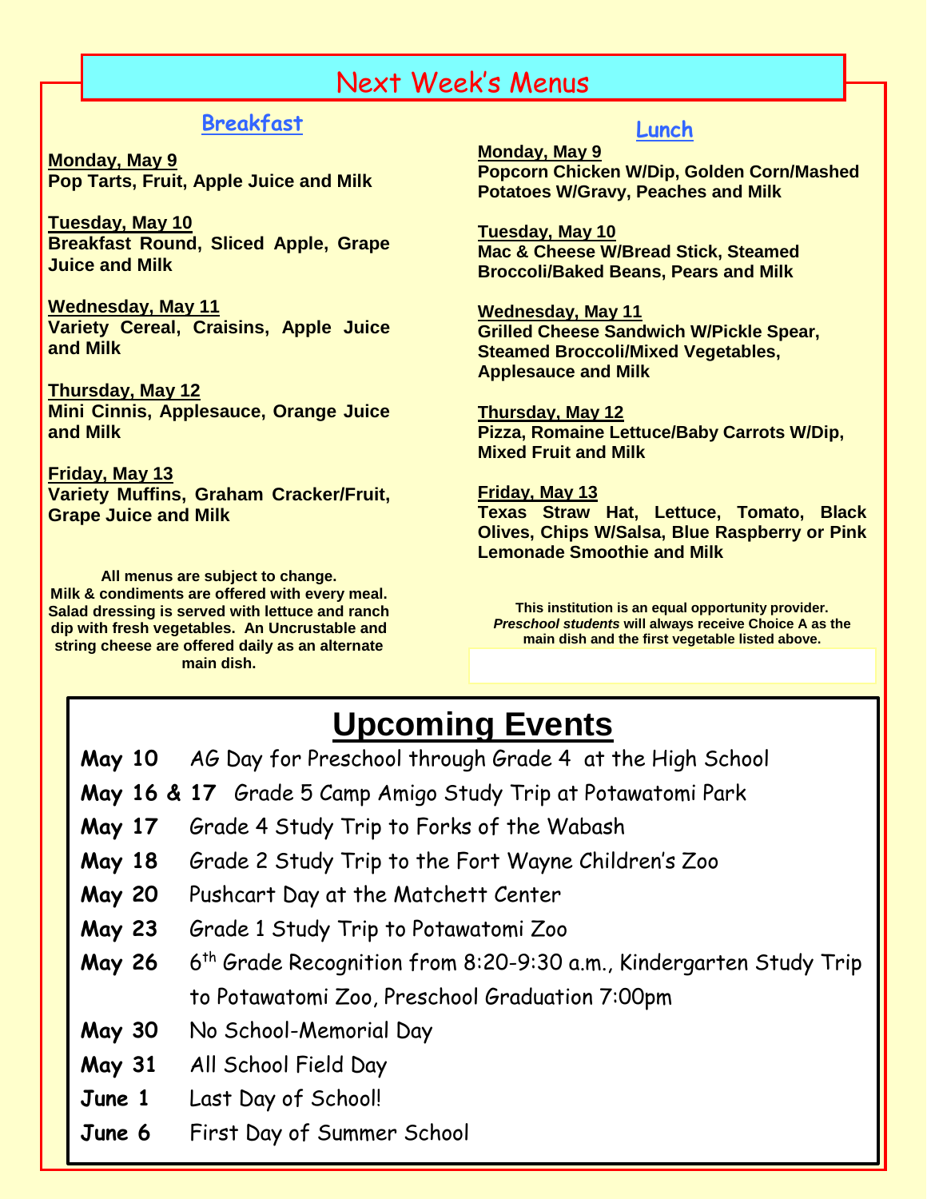# Next Week's Menus

## Breakfast

**Monday, May 9**
**Pop Tarts, Fruit, Apple Juice and Milk**

**Tuesday, May 10**
**Breakfast Round, Sliced Apple, Grape Juice and Milk**

**Wednesday, May 11**
**Variety Cereal, Craisins, Apple Juice and Milk**

**Thursday, May 12**
**Mini Cinnis, Applesauce, Orange Juice and Milk**

**Friday, May 13**
**Variety Muffins, Graham Cracker/Fruit, Grape Juice and Milk**

**All menus are subject to change. Milk & condiments are offered with every meal. Salad dressing is served with lettuce and ranch dip with fresh vegetables. An Uncrustable and string cheese are offered daily as an alternate main dish.**

## Lunch

**Monday, May 9**
**Popcorn Chicken W/Dip, Golden Corn/Mashed Potatoes W/Gravy, Peaches and Milk**

**Tuesday, May 10**
**Mac & Cheese W/Bread Stick, Steamed Broccoli/Baked Beans, Pears and Milk**

**Wednesday, May 11**
**Grilled Cheese Sandwich W/Pickle Spear, Steamed Broccoli/Mixed Vegetables, Applesauce and Milk**

**Thursday, May 12**
**Pizza, Romaine Lettuce/Baby Carrots W/Dip, Mixed Fruit and Milk**

**Friday, May 13**
**Texas Straw Hat, Lettuce, Tomato, Black Olives, Chips W/Salsa, Blue Raspberry or Pink Lemonade Smoothie and Milk**

**This institution is an equal opportunity provider. *Preschool students* will always receive Choice A as the main dish and the first vegetable listed above.**

# Upcoming Events

**May 10** AG Day for Preschool through Grade 4 at the High School

**May 16 & 17** Grade 5 Camp Amigo Study Trip at Potawatomi Park

**May 17** Grade 4 Study Trip to Forks of the Wabash

**May 18** Grade 2 Study Trip to the Fort Wayne Children's Zoo

**May 20** Pushcart Day at the Matchett Center

**May 23** Grade 1 Study Trip to Potawatomi Zoo

**May 26** 6th Grade Recognition from 8:20-9:30 a.m., Kindergarten Study Trip to Potawatomi Zoo, Preschool Graduation 7:00pm

**May 30** No School-Memorial Day

**May 31** All School Field Day

**June 1** Last Day of School!

**June 6** First Day of Summer School